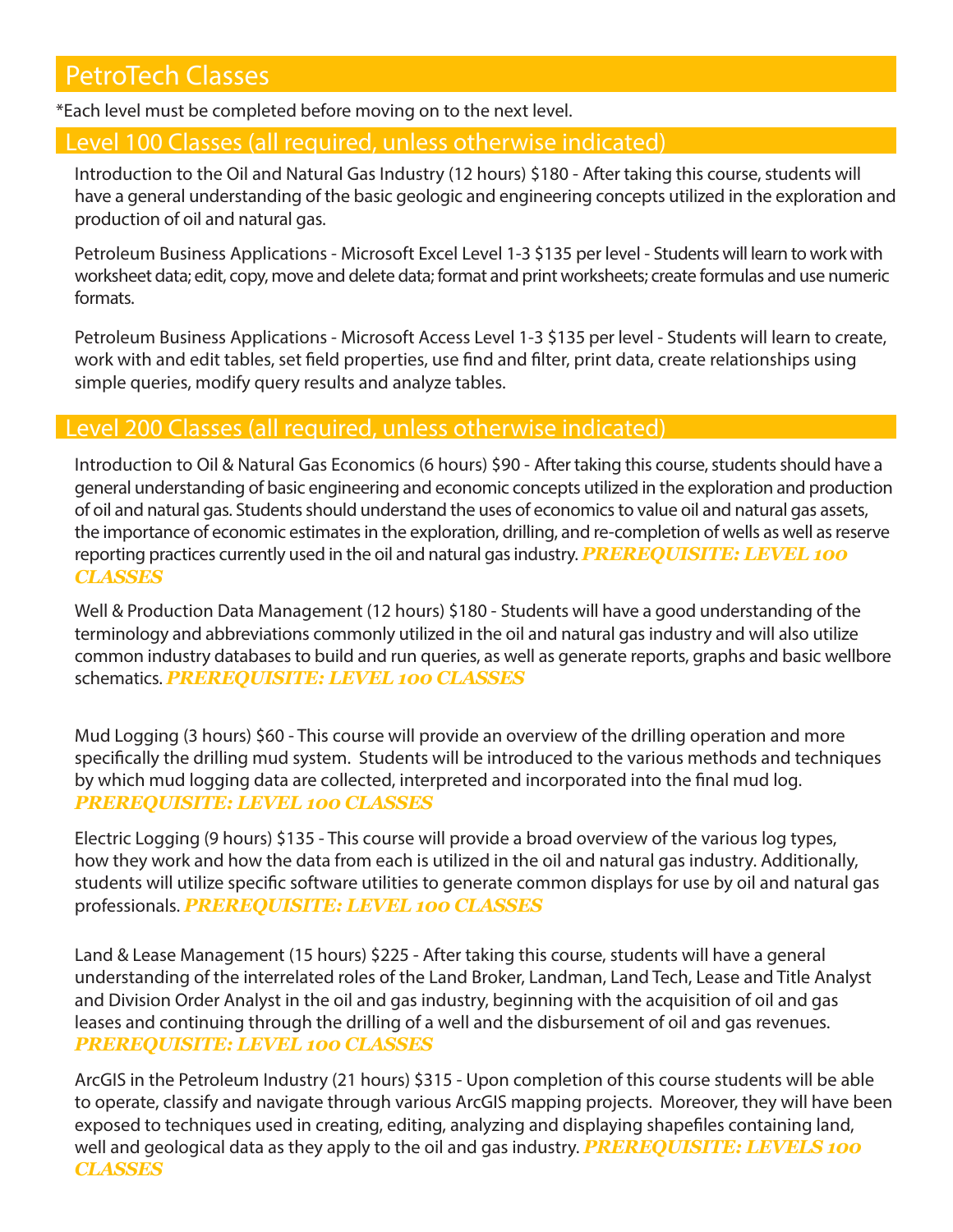# PetroTech Classes

*Each level must be completed before moving on to the next level.

## Level 100 Classes (all required, unless otherwise indicated)

Introduction to the Oil and Natural Gas Industry (12 hours) $180 - After taking this course, students will have a general understanding of the basic geologic and engineering concepts utilized in the exploration and production of oil and natural gas.

Petroleum Business Applications - Microsoft Excel Level 1-3 $135 per level - Students will learn to work with worksheet data; edit, copy, move and delete data; format and print worksheets; create formulas and use numeric formats.

Petroleum Business Applications - Microsoft Access Level 1-3 $135 per level - Students will learn to create, work with and edit tables, set field properties, use find and filter, print data, create relationships using simple queries, modify query results and analyze tables.

## Level 200 Classes (all required, unless otherwise indicated)

Introduction to Oil & Natural Gas Economics (6 hours) $90 - After taking this course, students should have a general understanding of basic engineering and economic concepts utilized in the exploration and production of oil and natural gas. Students should understand the uses of economics to value oil and natural gas assets, the importance of economic estimates in the exploration, drilling, and re-completion of wells as well as reserve reporting practices currently used in the oil and natural gas industry. ***PREREQUISITE: LEVEL 100 CLASSES***

Well & Production Data Management (12 hours) $180 - Students will have a good understanding of the terminology and abbreviations commonly utilized in the oil and natural gas industry and will also utilize common industry databases to build and run queries, as well as generate reports, graphs and basic wellbore schematics. ***PREREQUISITE: LEVEL 100 CLASSES***

Mud Logging (3 hours) $60 - This course will provide an overview of the drilling operation and more specifically the drilling mud system. Students will be introduced to the various methods and techniques by which mud logging data are collected, interpreted and incorporated into the final mud log. ***PREREQUISITE: LEVEL 100 CLASSES***

Electric Logging (9 hours) $135 - This course will provide a broad overview of the various log types, how they work and how the data from each is utilized in the oil and natural gas industry. Additionally, students will utilize specific software utilities to generate common displays for use by oil and natural gas professionals. ***PREREQUISITE: LEVEL 100 CLASSES***

Land & Lease Management (15 hours) $225 - After taking this course, students will have a general understanding of the interrelated roles of the Land Broker, Landman, Land Tech, Lease and Title Analyst and Division Order Analyst in the oil and gas industry, beginning with the acquisition of oil and gas leases and continuing through the drilling of a well and the disbursement of oil and gas revenues. ***PREREQUISITE: LEVEL 100 CLASSES***

ArcGIS in the Petroleum Industry (21 hours) $315 - Upon completion of this course students will be able to operate, classify and navigate through various ArcGIS mapping projects. Moreover, they will have been exposed to techniques used in creating, editing, analyzing and displaying shapefiles containing land, well and geological data as they apply to the oil and gas industry. ***PREREQUISITE: LEVELS 100 CLASSES***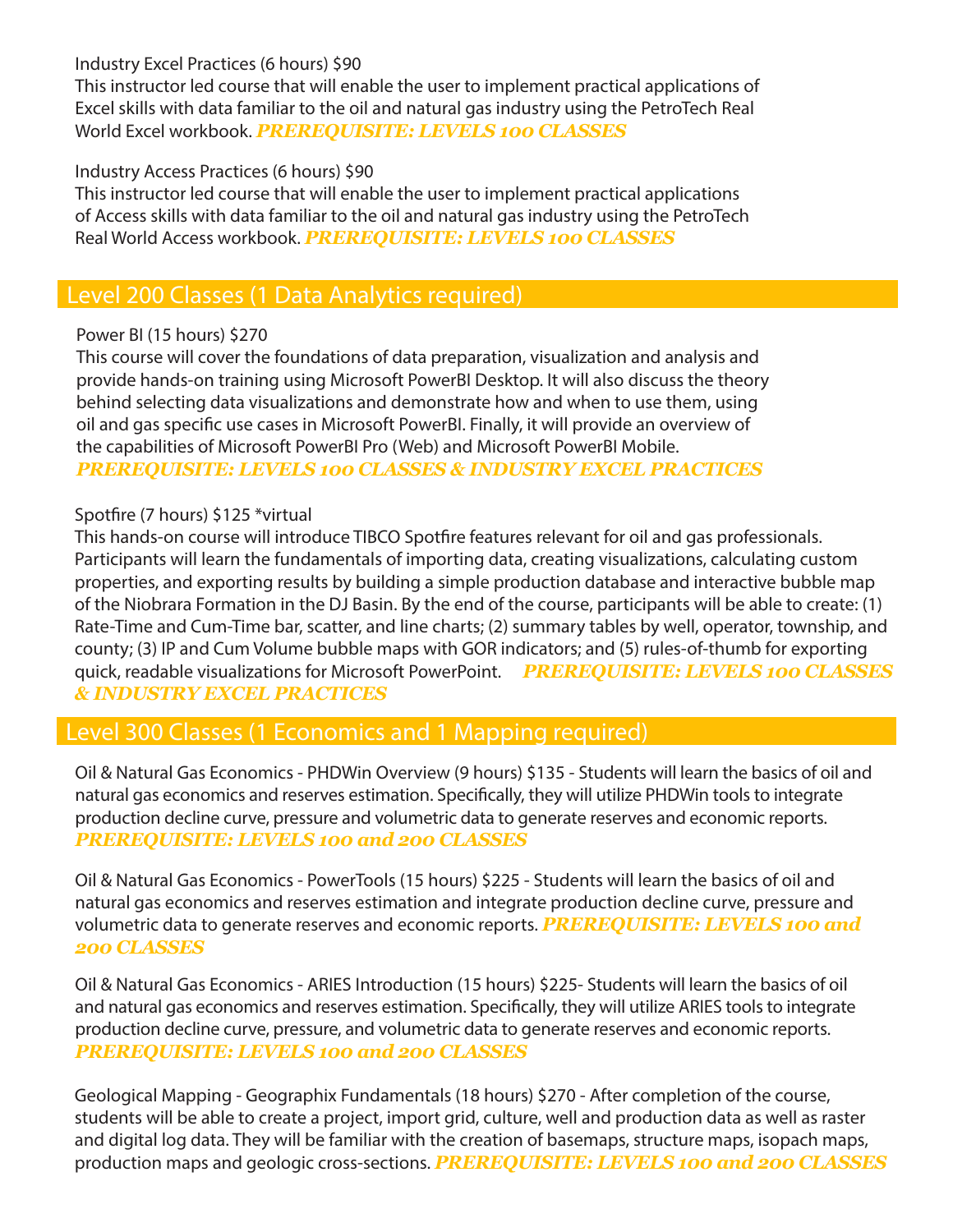Industry Excel Practices (6 hours) $90
This instructor led course that will enable the user to implement practical applications of Excel skills with data familiar to the oil and natural gas industry using the PetroTech Real World Excel workbook. ***PREREQUISITE: LEVELS 100 CLASSES***

Industry Access Practices (6 hours) $90
This instructor led course that will enable the user to implement practical applications of Access skills with data familiar to the oil and natural gas industry using the PetroTech Real World Access workbook. ***PREREQUISITE: LEVELS 100 CLASSES***

## Level 200 Classes (1 Data Analytics required)

Power BI (15 hours) $270
This course will cover the foundations of data preparation, visualization and analysis and provide hands-on training using Microsoft PowerBI Desktop. It will also discuss the theory behind selecting data visualizations and demonstrate how and when to use them, using oil and gas specific use cases in Microsoft PowerBI. Finally, it will provide an overview of the capabilities of Microsoft PowerBI Pro (Web) and Microsoft PowerBI Mobile.
***PREREQUISITE: LEVELS 100 CLASSES & INDUSTRY EXCEL PRACTICES***

Spotfire (7 hours) $125 *virtual
This hands-on course will introduce TIBCO Spotfire features relevant for oil and gas professionals. Participants will learn the fundamentals of importing data, creating visualizations, calculating custom properties, and exporting results by building a simple production database and interactive bubble map of the Niobrara Formation in the DJ Basin. By the end of the course, participants will be able to create: (1) Rate-Time and Cum-Time bar, scatter, and line charts; (2) summary tables by well, operator, township, and county; (3) IP and Cum Volume bubble maps with GOR indicators; and (5) rules-of-thumb for exporting quick, readable visualizations for Microsoft PowerPoint. ***PREREQUISITE: LEVELS 100 CLASSES & INDUSTRY EXCEL PRACTICES***

## Level 300 Classes (1 Economics and 1 Mapping required)

Oil & Natural Gas Economics - PHDWin Overview (9 hours) $135 - Students will learn the basics of oil and natural gas economics and reserves estimation. Specifically, they will utilize PHDWin tools to integrate production decline curve, pressure and volumetric data to generate reserves and economic reports.
***PREREQUISITE: LEVELS 100 and 200 CLASSES***

Oil & Natural Gas Economics - PowerTools (15 hours) $225 - Students will learn the basics of oil and natural gas economics and reserves estimation and integrate production decline curve, pressure and volumetric data to generate reserves and economic reports. ***PREREQUISITE: LEVELS 100 and 200 CLASSES***

Oil & Natural Gas Economics - ARIES Introduction (15 hours) $225- Students will learn the basics of oil and natural gas economics and reserves estimation. Specifically, they will utilize ARIES tools to integrate production decline curve, pressure, and volumetric data to generate reserves and economic reports.
***PREREQUISITE: LEVELS 100 and 200 CLASSES***

Geological Mapping - Geographix Fundamentals (18 hours) $270 - After completion of the course, students will be able to create a project, import grid, culture, well and production data as well as raster and digital log data. They will be familiar with the creation of basemaps, structure maps, isopach maps, production maps and geologic cross-sections. ***PREREQUISITE: LEVELS 100 and 200 CLASSES***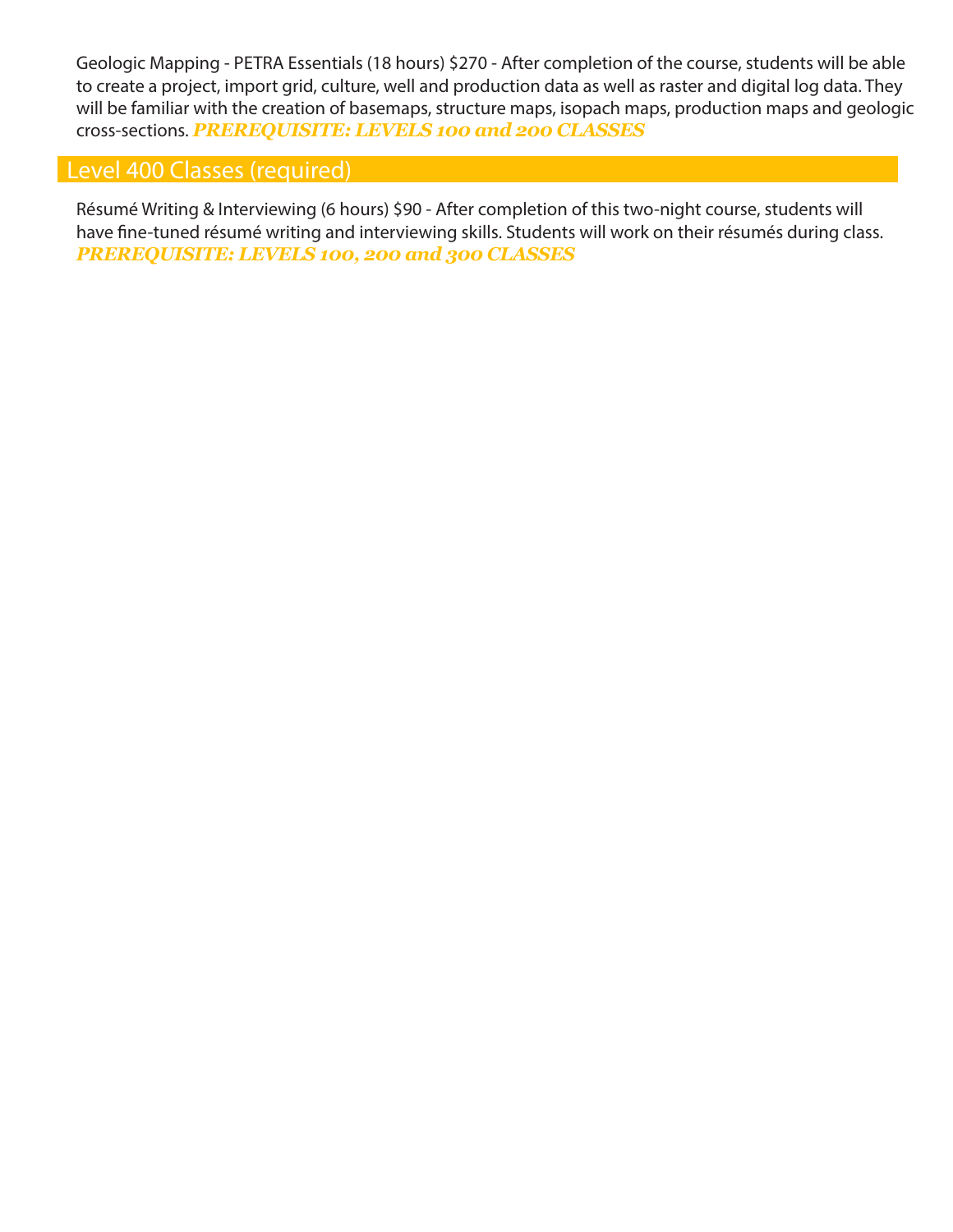Geologic Mapping - PETRA Essentials (18 hours) $270 - After completion of the course, students will be able to create a project, import grid, culture, well and production data as well as raster and digital log data. They will be familiar with the creation of basemaps, structure maps, isopach maps, production maps and geologic cross-sections. ***PREREQUISITE: LEVELS 100 and 200 CLASSES***

## Level 400 Classes (required)

Résumé Writing & Interviewing (6 hours) $90 - After completion of this two-night course, students will have fine-tuned résumé writing and interviewing skills. Students will work on their résumés during class. ***PREREQUISITE: LEVELS 100, 200 and 300 CLASSES***